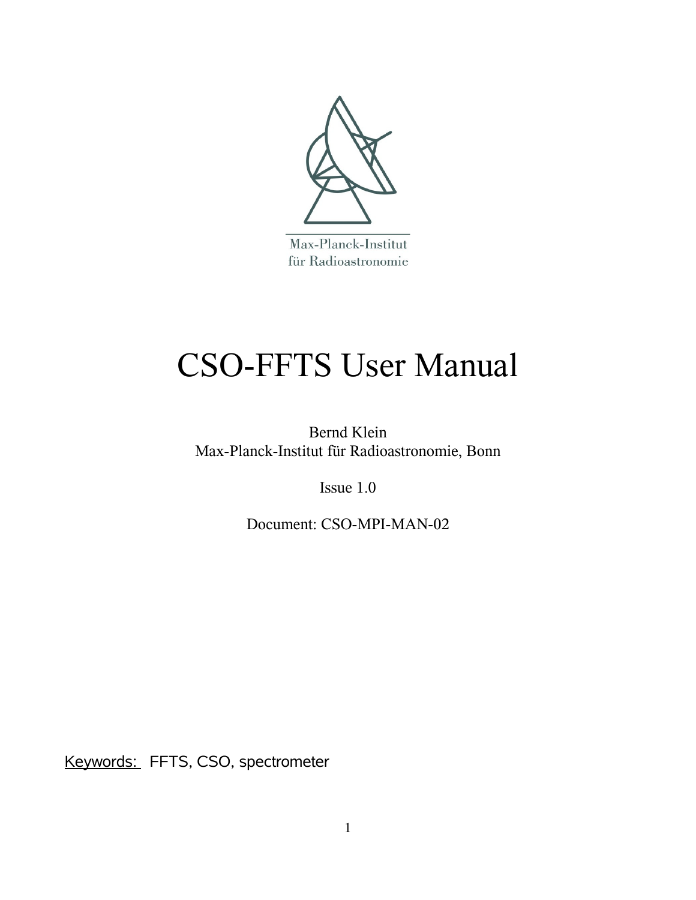Max-Planck-Institut
für Radioastronomie

# CSO-FFTS User Manual

Bernd Klein
Max-Planck-Institut für Radioastronomie, Bonn

Issue 1.0

Document: CSO-MPI-MAN-02

Keywords: FFTS, CSO, spectrometer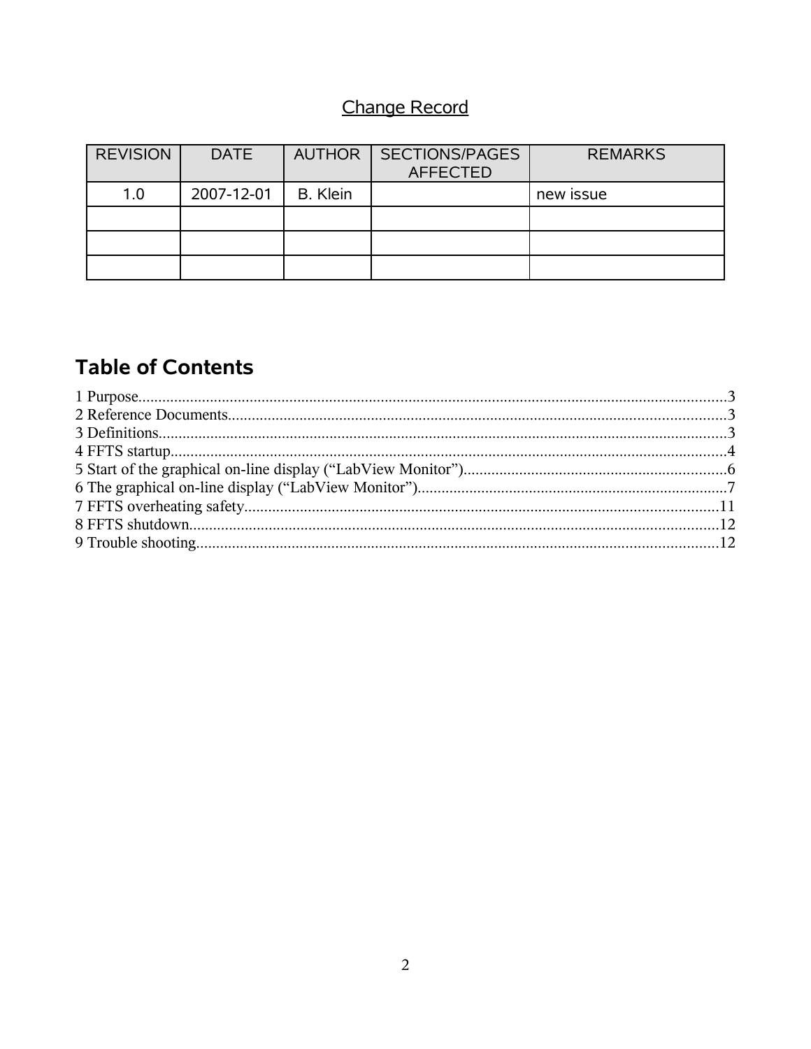## Change Record

| REVISION | DATE | AUTHOR | SECTIONS/PAGES AFFECTED | REMARKS |
|---|---|---|---|---|
| 1.0 | 2007-12-01 | B. Klein | | new issue |
| | | | | |
| | | | | |
| | | | | |

## Table of Contents

1 Purpose....................3
2 Reference Documents....................3
3 Definitions....................3
4 FFTS startup....................4
5 Start of the graphical on-line display (“LabView Monitor”)....................6
6 The graphical on-line display (“LabView Monitor”)....................7
7 FFTS overheating safety....................11
8 FFTS shutdown....................12
9 Trouble shooting....................12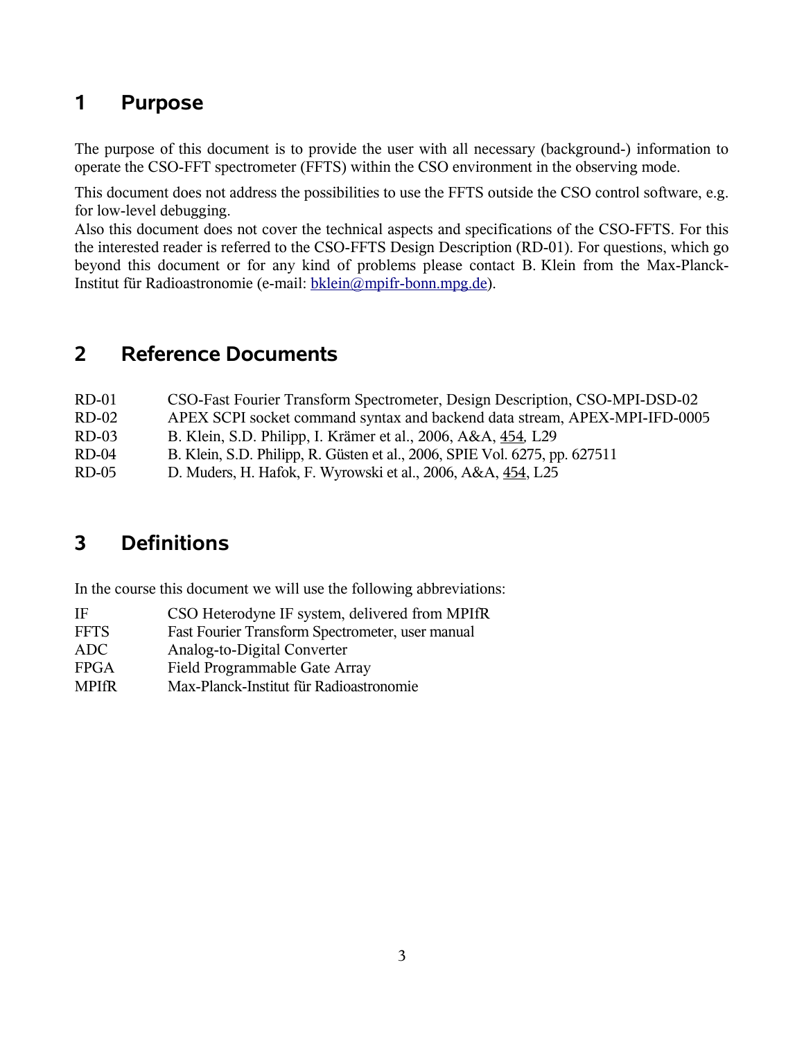# 1 Purpose

The purpose of this document is to provide the user with all necessary (background-) information to operate the CSO-FFT spectrometer (FFTS) within the CSO environment in the observing mode.

This document does not address the possibilities to use the FFTS outside the CSO control software, e.g. for low-level debugging.
Also this document does not cover the technical aspects and specifications of the CSO-FFTS. For this the interested reader is referred to the CSO-FFTS Design Description (RD-01). For questions, which go beyond this document or for any kind of problems please contact B. Klein from the Max-Planck-Institut für Radioastronomie (e-mail: bklein@mpifr-bonn.mpg.de).

# 2 Reference Documents

| | |
|---|---|
| RD-01 | CSO-Fast Fourier Transform Spectrometer, Design Description, CSO-MPI-DSD-02 |
| RD-02 | APEX SCPI socket command syntax and backend data stream, APEX-MPI-IFD-0005 |
| RD-03 | B. Klein, S.D. Philipp, I. Krämer et al., 2006, A&A, 454, L29 |
| RD-04 | B. Klein, S.D. Philipp, R. Güsten et al., 2006, SPIE Vol. 6275, pp. 627511 |
| RD-05 | D. Muders, H. Hafok, F. Wyrowski et al., 2006, A&A, 454, L25 |

# 3 Definitions

In the course this document we will use the following abbreviations:

| | |
|---|---|
| IF | CSO Heterodyne IF system, delivered from MPIfR |
| FFTS | Fast Fourier Transform Spectrometer, user manual |
| ADC | Analog-to-Digital Converter |
| FPGA | Field Programmable Gate Array |
| MPIfR | Max-Planck-Institut für Radioastronomie |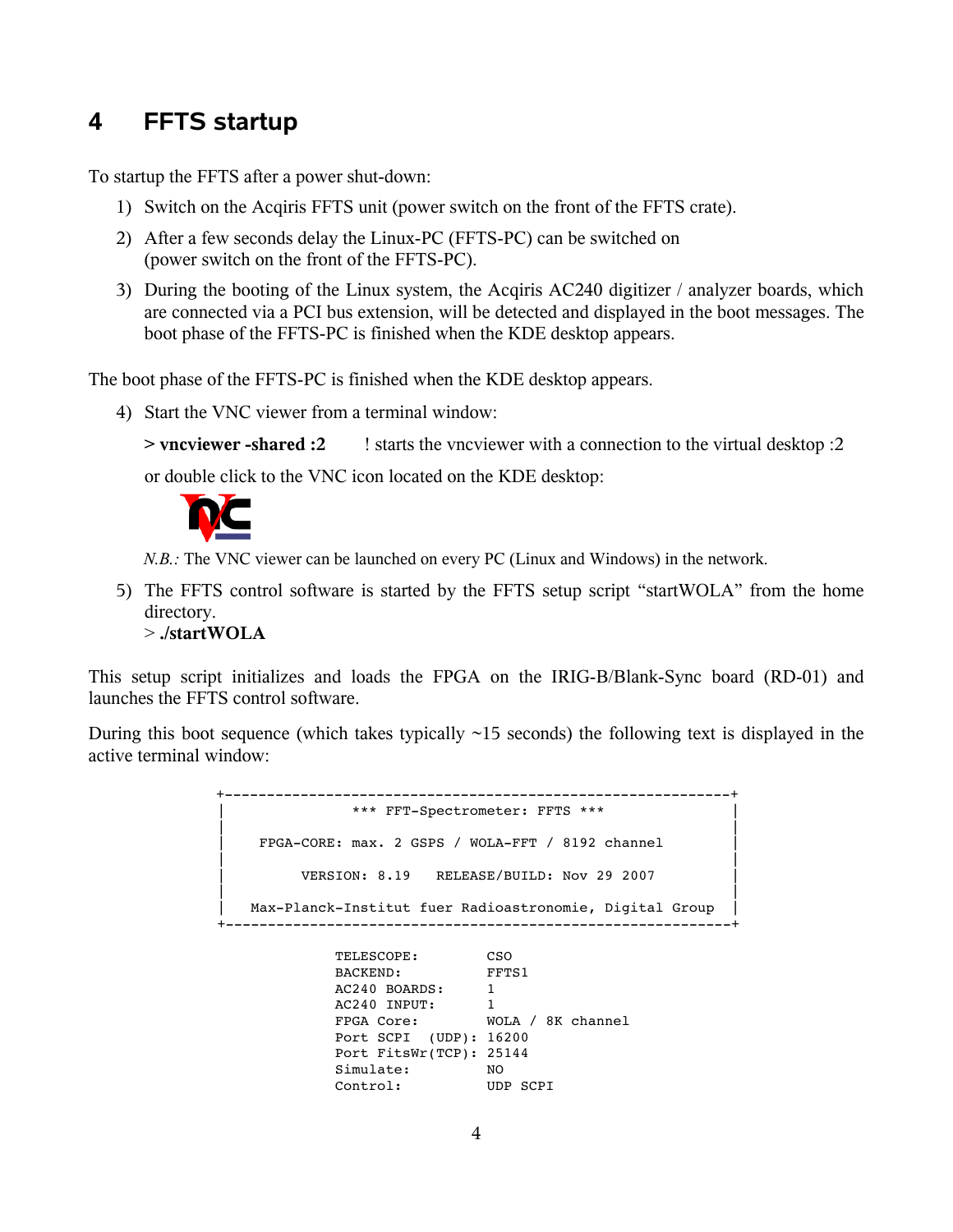# 4 FFTS startup

To startup the FFTS after a power shut-down:

1) Switch on the Acqiris FFTS unit (power switch on the front of the FFTS crate).
2) After a few seconds delay the Linux-PC (FFTS-PC) can be switched on (power switch on the front of the FFTS-PC).
3) During the booting of the Linux system, the Acqiris AC240 digitizer / analyzer boards, which are connected via a PCI bus extension, will be detected and displayed in the boot messages. The boot phase of the FFTS-PC is finished when the KDE desktop appears.

The boot phase of the FFTS-PC is finished when the KDE desktop appears.

4) Start the VNC viewer from a terminal window:

   **> vncviewer -shared :2** ! starts the vncviewer with a connection to the virtual desktop :2

   or double click to the VNC icon located on the KDE desktop:

   *N.B.:* The VNC viewer can be launched on every PC (Linux and Windows) in the network.

5) The FFTS control software is started by the FFTS setup script "startWOLA" from the home directory.
   > **./startWOLA**

This setup script initializes and loads the FPGA on the IRIG-B/Blank-Sync board (RD-01) and launches the FFTS control software.

During this boot sequence (which takes typically ~15 seconds) the following text is displayed in the active terminal window:

```
+------------------------------------------------------------+
|               *** FFT-Spectrometer: FFTS ***                |
|                                                             |
|    FPGA-CORE: max. 2 GSPS / WOLA-FFT / 8192 channel         |
|                                                             |
|         VERSION: 8.19   RELEASE/BUILD: Nov 29 2007         |
|                                                             |
|   Max-Planck-Institut fuer Radioastronomie, Digital Group  |
+------------------------------------------------------------+

              TELESCOPE:        CSO
              BACKEND:          FFTS1
              AC240 BOARDS:     1
              AC240 INPUT:      1
              FPGA Core:        WOLA / 8K channel
              Port SCPI  (UDP): 16200
              Port FitsWr(TCP): 25144
              Simulate:         NO
              Control:          UDP SCPI
```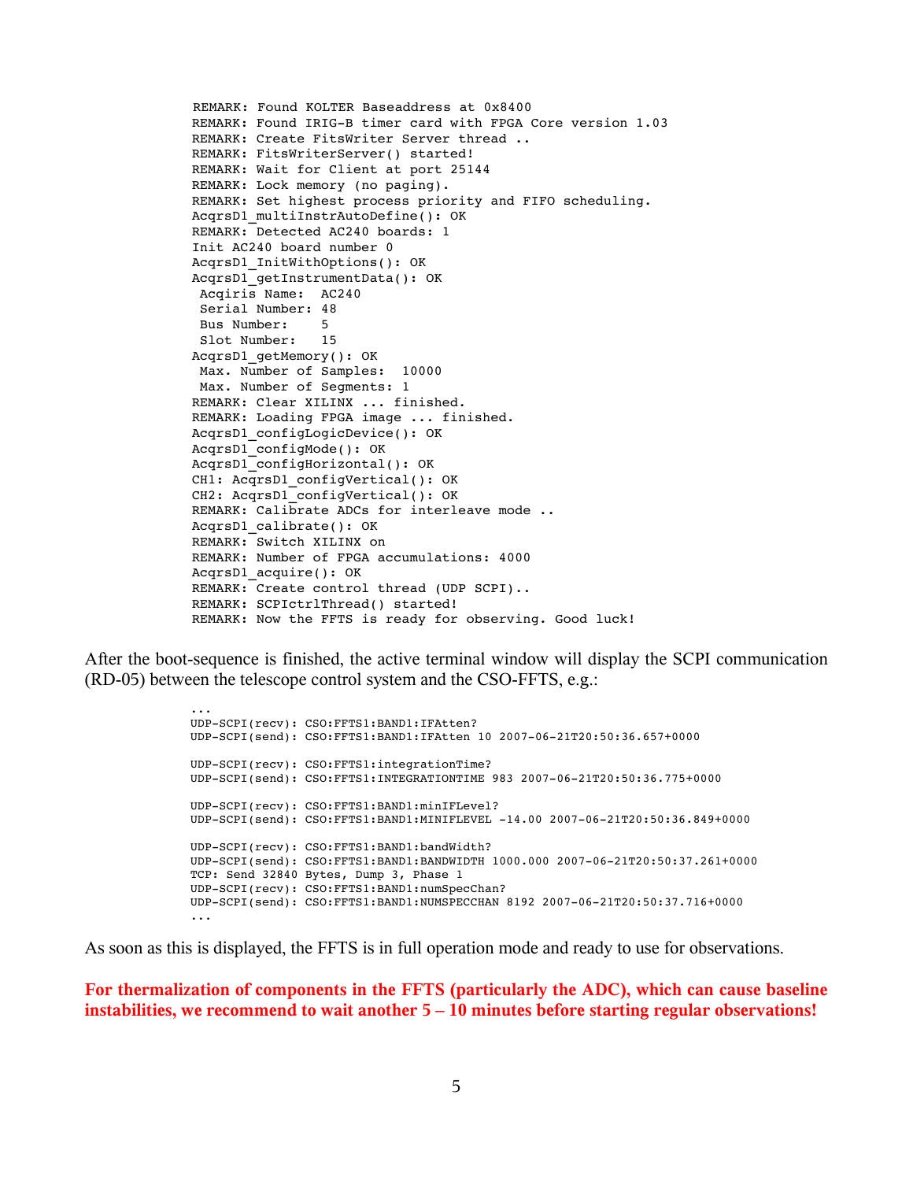```
REMARK: Found KOLTER Baseaddress at 0x8400
REMARK: Found IRIG-B timer card with FPGA Core version 1.03
REMARK: Create FitsWriter Server thread ..
REMARK: FitsWriterServer() started!
REMARK: Wait for Client at port 25144
REMARK: Lock memory (no paging).
REMARK: Set highest process priority and FIFO scheduling.
AcqrsD1_multiInstrAutoDefine(): OK
REMARK: Detected AC240 boards: 1
Init AC240 board number 0
AcqrsD1_InitWithOptions(): OK
AcqrsD1_getInstrumentData(): OK
 Acqiris Name:  AC240
 Serial Number: 48
 Bus Number:    5
 Slot Number:   15
AcqrsD1_getMemory(): OK
 Max. Number of Samples:  10000
 Max. Number of Segments: 1
REMARK: Clear XILINX ... finished.
REMARK: Loading FPGA image ... finished.
AcqrsD1_configLogicDevice(): OK
AcqrsD1_configMode(): OK
AcqrsD1_configHorizontal(): OK
CH1: AcqrsD1_configVertical(): OK
CH2: AcqrsD1_configVertical(): OK
REMARK: Calibrate ADCs for interleave mode ..
AcqrsD1_calibrate(): OK
REMARK: Switch XILINX on
REMARK: Number of FPGA accumulations: 4000
AcqrsD1_acquire(): OK
REMARK: Create control thread (UDP SCPI)..
REMARK: SCPIctrlThread() started!
REMARK: Now the FFTS is ready for observing. Good luck!
```

After the boot-sequence is finished, the active terminal window will display the SCPI communication (RD-05) between the telescope control system and the CSO-FFTS, e.g.:

```
...
UDP-SCPI(recv): CSO:FFTS1:BAND1:IFAtten?
UDP-SCPI(send): CSO:FFTS1:BAND1:IFAtten 10 2007-06-21T20:50:36.657+0000

UDP-SCPI(recv): CSO:FFTS1:integrationTime?
UDP-SCPI(send): CSO:FFTS1:INTEGRATIONTIME 983 2007-06-21T20:50:36.775+0000

UDP-SCPI(recv): CSO:FFTS1:BAND1:minIFLevel?
UDP-SCPI(send): CSO:FFTS1:BAND1:MINIFLEVEL -14.00 2007-06-21T20:50:36.849+0000

UDP-SCPI(recv): CSO:FFTS1:BAND1:bandWidth?
UDP-SCPI(send): CSO:FFTS1:BAND1:BANDWIDTH 1000.000 2007-06-21T20:50:37.261+0000
TCP: Send 32840 Bytes, Dump 3, Phase 1
UDP-SCPI(recv): CSO:FFTS1:BAND1:numSpecChan?
UDP-SCPI(send): CSO:FFTS1:BAND1:NUMSPECCHAN 8192 2007-06-21T20:50:37.716+0000
...
```

As soon as this is displayed, the FFTS is in full operation mode and ready to use for observations.

**For thermalization of components in the FFTS (particularly the ADC), which can cause baseline instabilities, we recommend to wait another 5 – 10 minutes before starting regular observations!**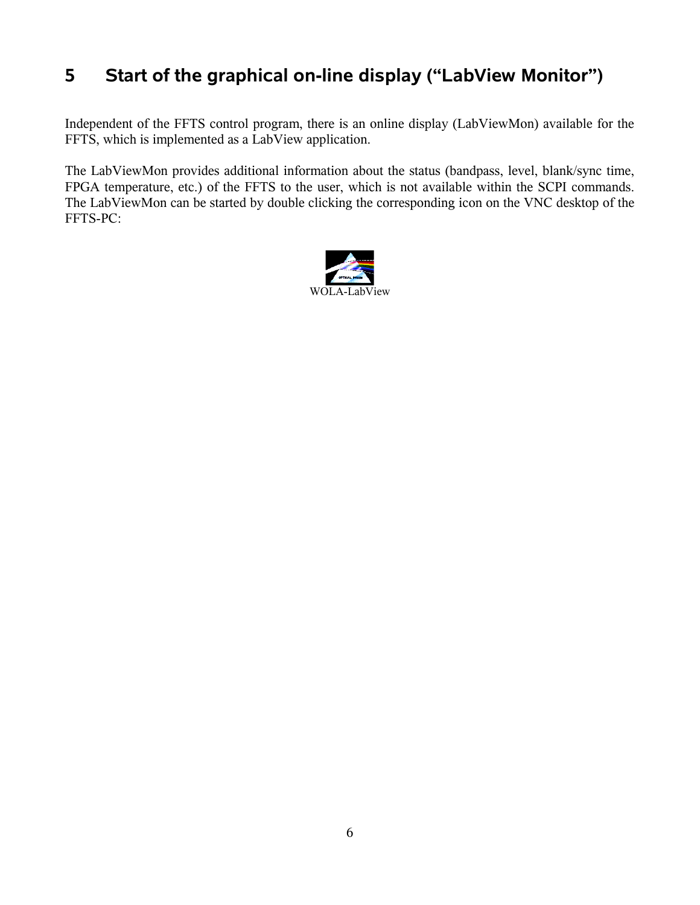# 5 Start of the graphical on-line display ("LabView Monitor")

Independent of the FFTS control program, there is an online display (LabViewMon) available for the FFTS, which is implemented as a LabView application.

The LabViewMon provides additional information about the status (bandpass, level, blank/sync time, FPGA temperature, etc.) of the FFTS to the user, which is not available within the SCPI commands. The LabViewMon can be started by double clicking the corresponding icon on the VNC desktop of the FFTS-PC:

WOLA-LabView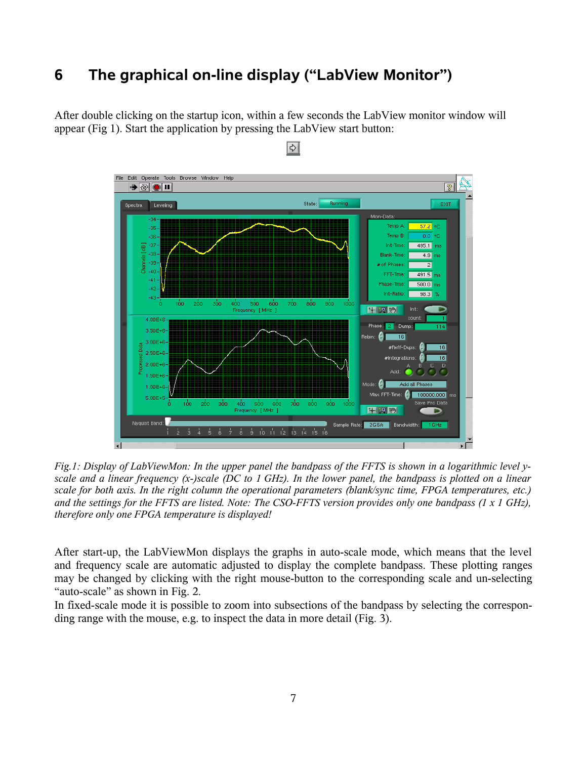# 6 The graphical on-line display ("LabView Monitor")

After double clicking on the startup icon, within a few seconds the LabView monitor window will appear (Fig 1). Start the application by pressing the LabView start button:

*Fig.1: Display of LabViewMon: In the upper panel the bandpass of the FFTS is shown in a logarithmic level y-scale and a linear frequency (x-)scale (DC to 1 GHz). In the lower panel, the bandpass is plotted on a linear scale for both axis. In the right column the operational parameters (blank/sync time, FPGA temperatures, etc.) and the settings for the FFTS are listed. Note: The CSO-FFTS version provides only one bandpass (1 x 1 GHz), therefore only one FPGA temperature is displayed!*

After start-up, the LabViewMon displays the graphs in auto-scale mode, which means that the level and frequency scale are automatic adjusted to display the complete bandpass. These plotting ranges may be changed by clicking with the right mouse-button to the corresponding scale and un-selecting "auto-scale" as shown in Fig. 2.

In fixed-scale mode it is possible to zoom into subsections of the bandpass by selecting the corresponding range with the mouse, e.g. to inspect the data in more detail (Fig. 3).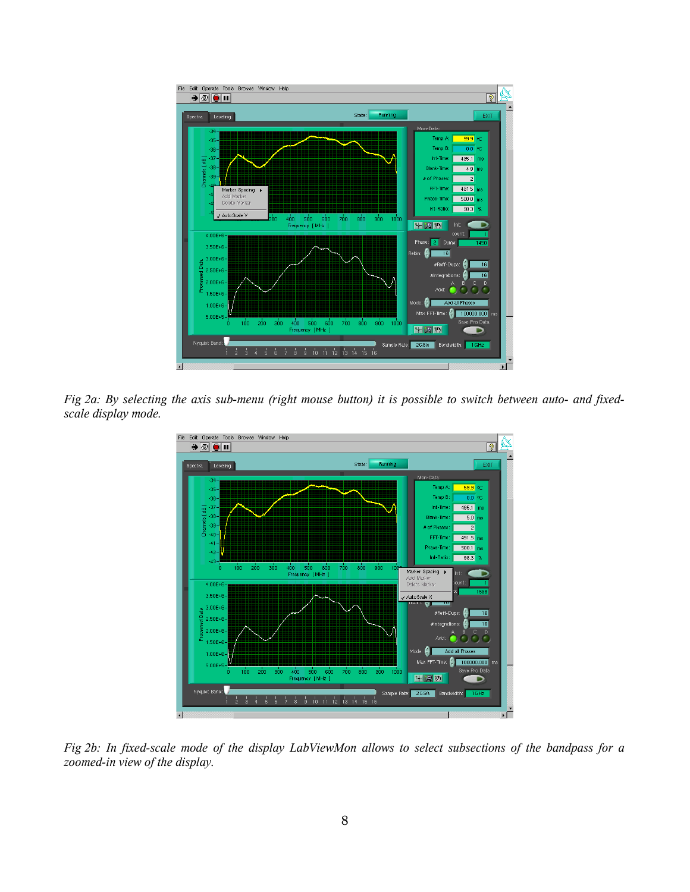*Fig 2a: By selecting the axis sub-menu (right mouse button) it is possible to switch between auto- and fixed-scale display mode.*

*Fig 2b: In fixed-scale mode of the display LabViewMon allows to select subsections of the bandpass for a zoomed-in view of the display.*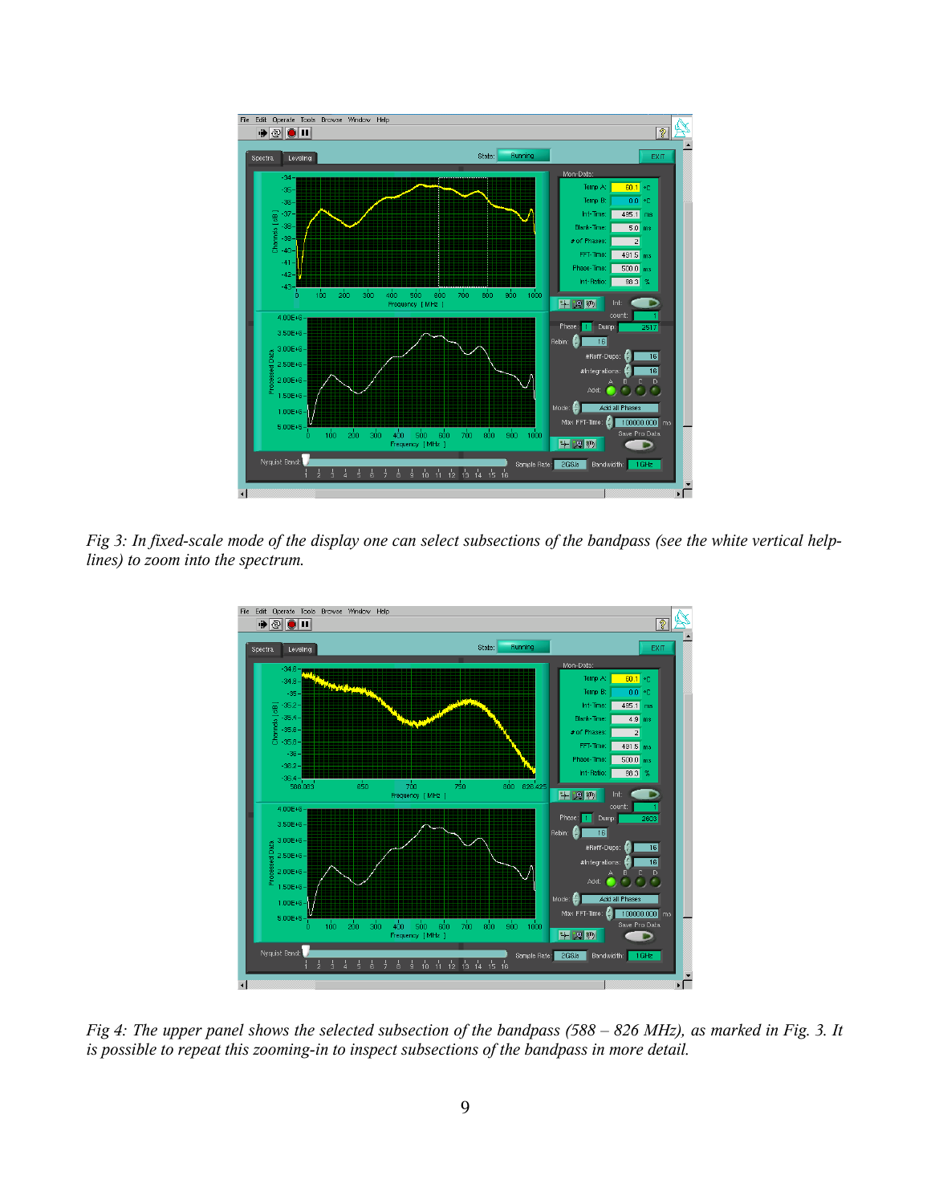*Fig 3: In fixed-scale mode of the display one can select subsections of the bandpass (see the white vertical help-lines) to zoom into the spectrum.*

*Fig 4: The upper panel shows the selected subsection of the bandpass (588 – 826 MHz), as marked in Fig. 3. It is possible to repeat this zooming-in to inspect subsections of the bandpass in more detail.*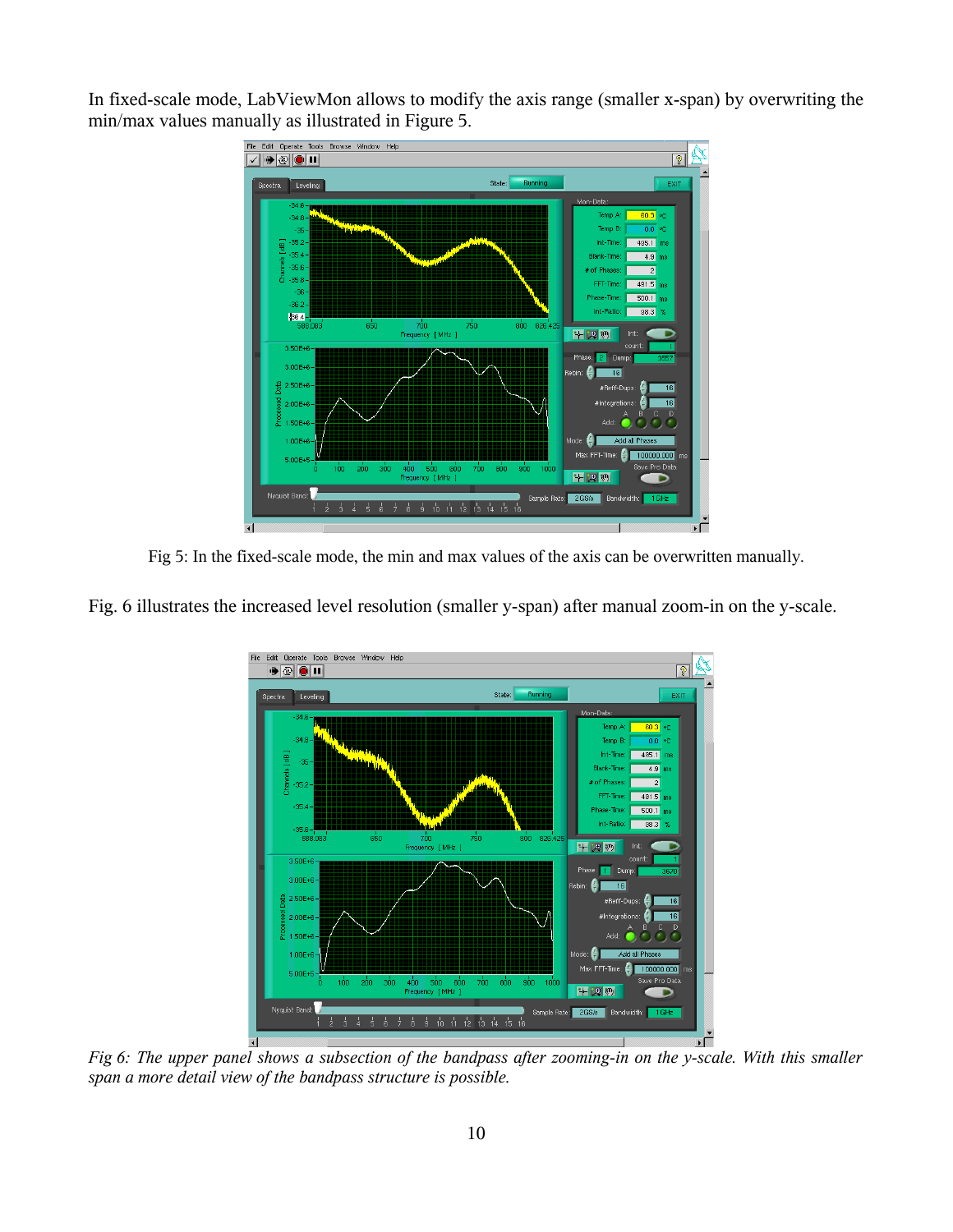In fixed-scale mode, LabViewMon allows to modify the axis range (smaller x-span) by overwriting the min/max values manually as illustrated in Figure 5.

Fig 5: In the fixed-scale mode, the min and max values of the axis can be overwritten manually.

Fig. 6 illustrates the increased level resolution (smaller y-span) after manual zoom-in on the y-scale.

*Fig 6: The upper panel shows a subsection of the bandpass after zooming-in on the y-scale. With this smaller span a more detail view of the bandpass structure is possible.*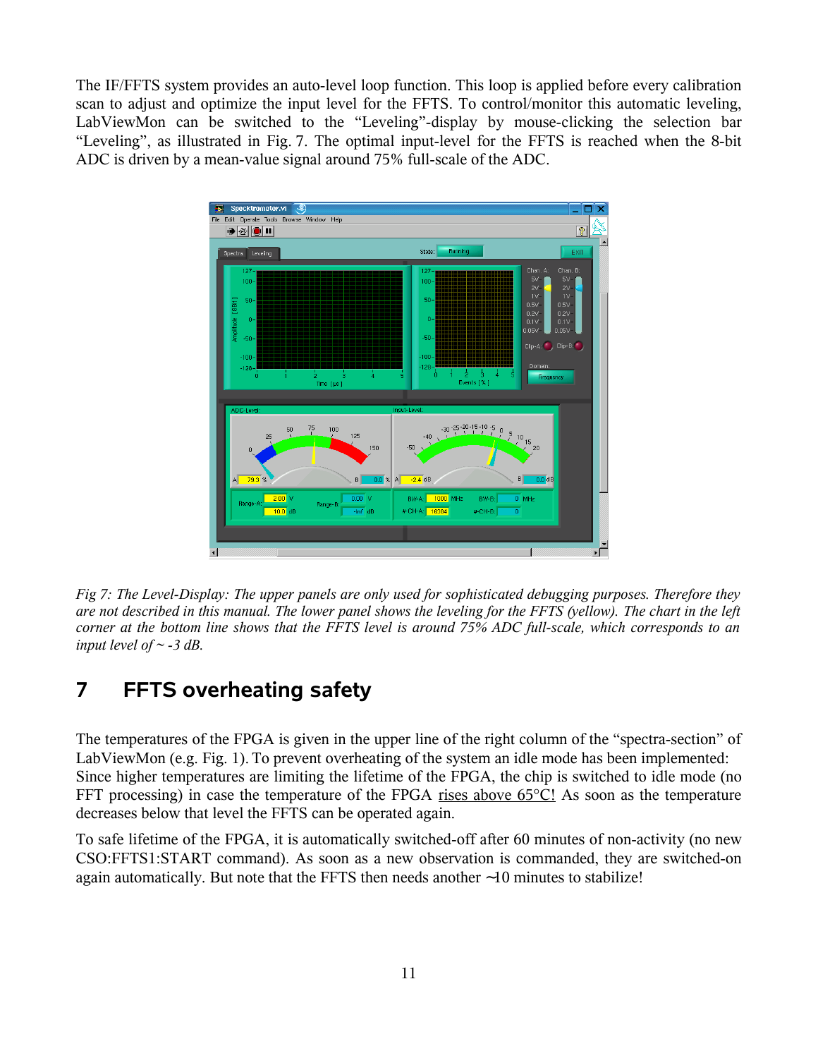The IF/FFTS system provides an auto-level loop function. This loop is applied before every calibration scan to adjust and optimize the input level for the FFTS. To control/monitor this automatic leveling, LabViewMon can be switched to the "Leveling"-display by mouse-clicking the selection bar "Leveling", as illustrated in Fig. 7. The optimal input-level for the FFTS is reached when the 8-bit ADC is driven by a mean-value signal around 75% full-scale of the ADC.

*Fig 7: The Level-Display: The upper panels are only used for sophisticated debugging purposes. Therefore they are not described in this manual. The lower panel shows the leveling for the FFTS (yellow). The chart in the left corner at the bottom line shows that the FFTS level is around 75% ADC full-scale, which corresponds to an input level of ~ -3 dB.*

# 7 FFTS overheating safety

The temperatures of the FPGA is given in the upper line of the right column of the "spectra-section" of LabViewMon (e.g. Fig. 1). To prevent overheating of the system an idle mode has been implemented: Since higher temperatures are limiting the lifetime of the FPGA, the chip is switched to idle mode (no FFT processing) in case the temperature of the FPGA rises above 65°C! As soon as the temperature decreases below that level the FFTS can be operated again.

To safe lifetime of the FPGA, it is automatically switched-off after 60 minutes of non-activity (no new CSO:FFTS1:START command). As soon as a new observation is commanded, they are switched-on again automatically. But note that the FFTS then needs another ~10 minutes to stabilize!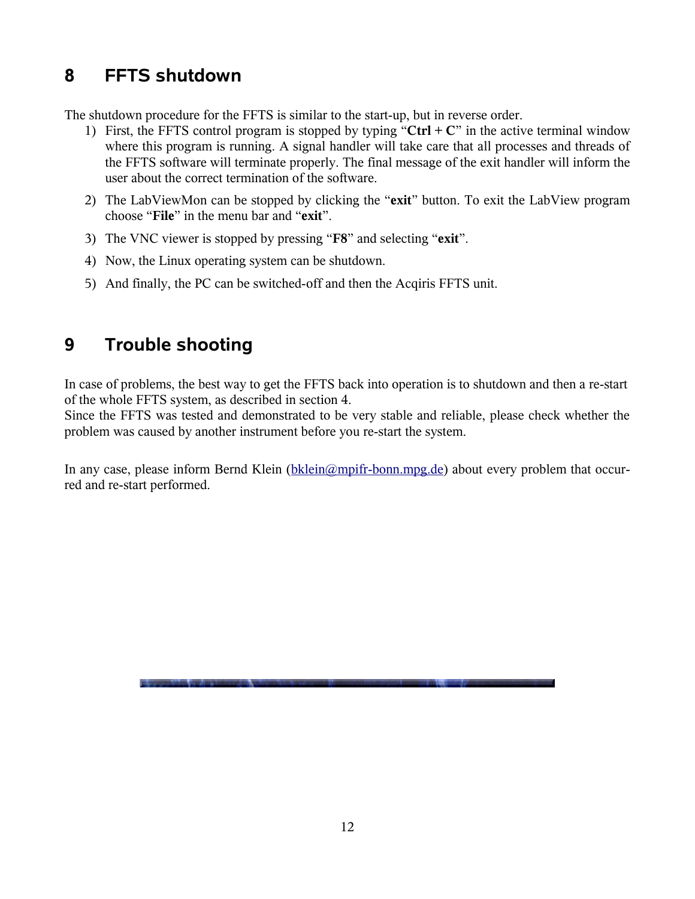# 8 FFTS shutdown

The shutdown procedure for the FFTS is similar to the start-up, but in reverse order.

1) First, the FFTS control program is stopped by typing "**Ctrl + C**" in the active terminal window where this program is running. A signal handler will take care that all processes and threads of the FFTS software will terminate properly. The final message of the exit handler will inform the user about the correct termination of the software.
2) The LabViewMon can be stopped by clicking the "**exit**" button. To exit the LabView program choose "**File**" in the menu bar and "**exit**".
3) The VNC viewer is stopped by pressing "**F8**" and selecting "**exit**".
4) Now, the Linux operating system can be shutdown.
5) And finally, the PC can be switched-off and then the Acqiris FFTS unit.

# 9 Trouble shooting

In case of problems, the best way to get the FFTS back into operation is to shutdown and then a re-start of the whole FFTS system, as described in section 4.
Since the FFTS was tested and demonstrated to be very stable and reliable, please check whether the problem was caused by another instrument before you re-start the system.

In any case, please inform Bernd Klein (bklein@mpifr-bonn.mpg.de) about every problem that occurred and re-start performed.